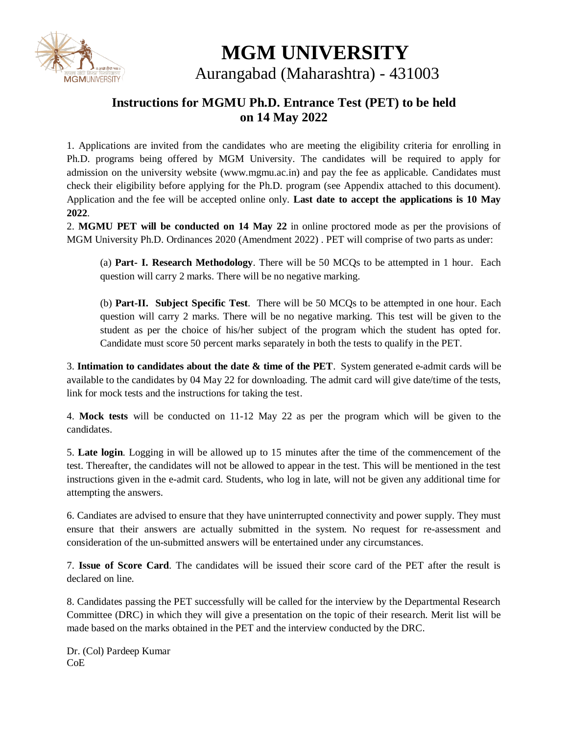# MGM UNIVERSITY

Aurangabad (Maharashtra) - 431003

## Instructions for MGMU Ph.D. Entrance Test (PET) to be held on 14 May 2022

1. Applications are invited from the candidates who are meeting the eligibility criteria for enrolling in Ph.D. programs being offered by MGM University. The candidates will be required to apply for admission on the university website (www.mgmu.ac.in) and pay the fee as applicable. Candidates must check their eligibility before applying for the Ph.D. program (see Appendix attached to this document). Application and the fee will be accepted online only. **Last date to accept the applications is 10 May 2022**.

2. **MGMU PET will be conducted on 14 May 22** in online proctored mode as per the provisions of MGM University Ph.D. Ordinances 2020 (Amendment 2022) . PET will comprise of two parts as under:

    (a) **Part- I. Research Methodology**. There will be 50 MCQs to be attempted in 1 hour. Each question will carry 2 marks. There will be no negative marking.

    (b) **Part-II. Subject Specific Test**. There will be 50 MCQs to be attempted in one hour. Each question will carry 2 marks. There will be no negative marking. This test will be given to the student as per the choice of his/her subject of the program which the student has opted for. Candidate must score 50 percent marks separately in both the tests to qualify in the PET.

3. **Intimation to candidates about the date & time of the PET**. System generated e-admit cards will be available to the candidates by 04 May 22 for downloading. The admit card will give date/time of the tests, link for mock tests and the instructions for taking the test.

4. **Mock tests** will be conducted on 11-12 May 22 as per the program which will be given to the candidates.

5. **Late login**. Logging in will be allowed up to 15 minutes after the time of the commencement of the test. Thereafter, the candidates will not be allowed to appear in the test. This will be mentioned in the test instructions given in the e-admit card. Students, who log in late, will not be given any additional time for attempting the answers.

6. Candiates are advised to ensure that they have uninterrupted connectivity and power supply. They must ensure that their answers are actually submitted in the system. No request for re-assessment and consideration of the un-submitted answers will be entertained under any circumstances.

7. **Issue of Score Card**. The candidates will be issued their score card of the PET after the result is declared on line.

8. Candidates passing the PET successfully will be called for the interview by the Departmental Research Committee (DRC) in which they will give a presentation on the topic of their research. Merit list will be made based on the marks obtained in the PET and the interview conducted by the DRC.

Dr. (Col) Pardeep Kumar
CoE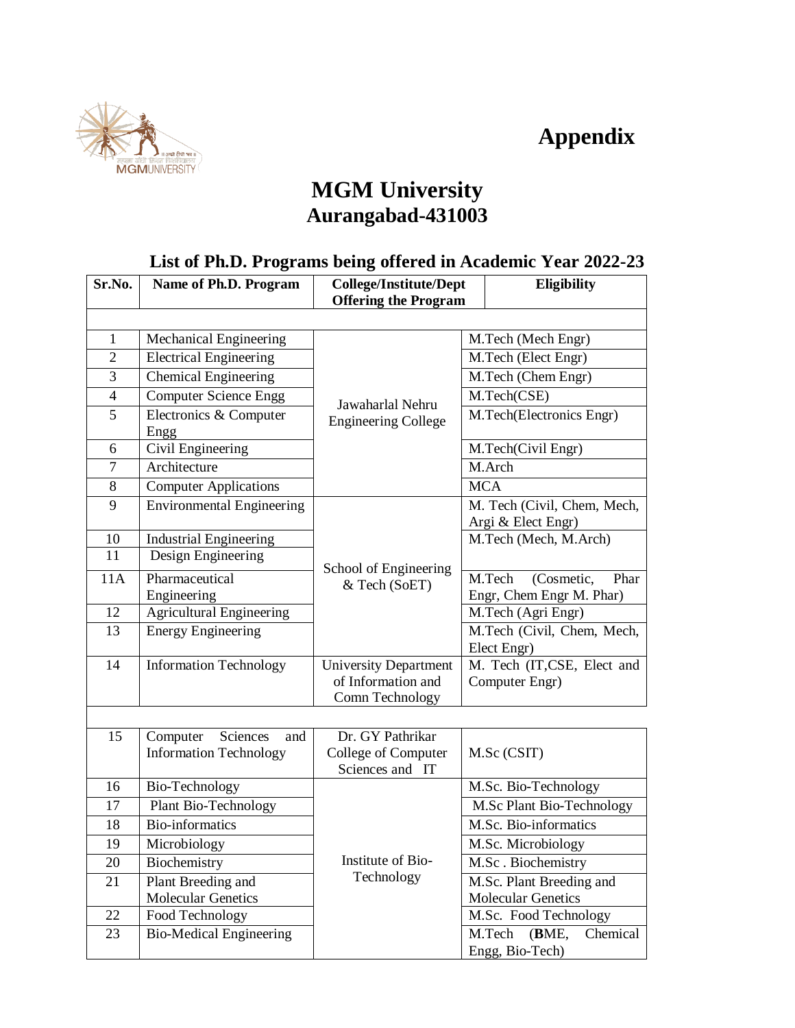# Appendix

## MGM University
## Aurangabad-431003

### List of Ph.D. Programs being offered in Academic Year 2022-23

| Sr.No. | Name of Ph.D. Program | College/Institute/Dept Offering the Program | Eligibility |
|---|---|---|---|
| | | | |
| 1 | Mechanical Engineering | Jawaharlal Nehru Engineering College | M.Tech (Mech Engr) |
| 2 | Electrical Engineering | | M.Tech (Elect Engr) |
| 3 | Chemical Engineering | | M.Tech (Chem Engr) |
| 4 | Computer Science Engg | | M.Tech(CSE) |
| 5 | Electronics & Computer Engg | | M.Tech(Electronics Engr) |
| 6 | Civil Engineering | | M.Tech(Civil Engr) |
| 7 | Architecture | | M.Arch |
| 8 | Computer Applications | | MCA |
| 9 | Environmental Engineering | School of Engineering & Tech (SoET) | M. Tech (Civil, Chem, Mech, Argi & Elect Engr) |
| 10 | Industrial Engineering | | M.Tech (Mech, M.Arch) |
| 11 | Design Engineering | | |
| 11A | Pharmaceutical Engineering | | M.Tech (Cosmetic, Phar Engr, Chem Engr M. Phar) |
| 12 | Agricultural Engineering | | M.Tech (Agri Engr) |
| 13 | Energy Engineering | | M.Tech (Civil, Chem, Mech, Elect Engr) |
| 14 | Information Technology | University Department of Information and Comn Technology | M. Tech (IT,CSE, Elect and Computer Engr) |
| | | | |
| 15 | Computer Sciences and Information Technology | Dr. GY Pathrikar College of Computer Sciences and IT | M.Sc (CSIT) |
| 16 | Bio-Technology | Institute of Bio-Technology | M.Sc. Bio-Technology |
| 17 | Plant Bio-Technology | | M.Sc Plant Bio-Technology |
| 18 | Bio-informatics | | M.Sc. Bio-informatics |
| 19 | Microbiology | | M.Sc. Microbiology |
| 20 | Biochemistry | | M.Sc . Biochemistry |
| 21 | Plant Breeding and Molecular Genetics | | M.Sc. Plant Breeding and Molecular Genetics |
| 22 | Food Technology | | M.Sc. Food Technology |
| 23 | Bio-Medical Engineering | | M.Tech (**B**ME, Chemical Engg, Bio-Tech) |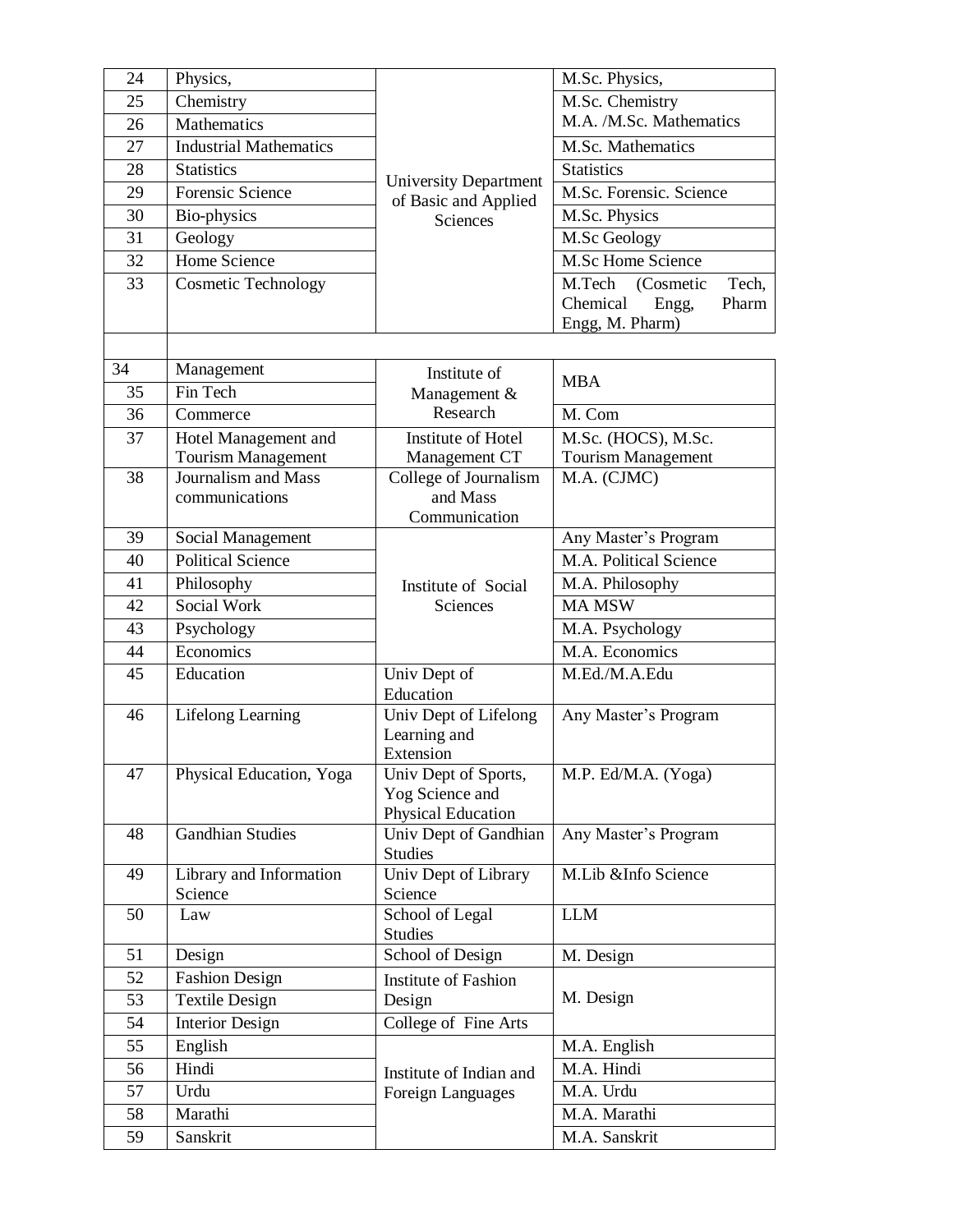| | | | |
|---|---|---|---|
| 24 | Physics, | University Department of Basic and Applied Sciences | M.Sc. Physics, |
| 25 | Chemistry | | M.Sc. Chemistry M.A. /M.Sc. Mathematics |
| 26 | Mathematics | | |
| 27 | Industrial Mathematics | | M.Sc. Mathematics |
| 28 | Statistics | | Statistics |
| 29 | Forensic Science | | M.Sc. Forensic. Science |
| 30 | Bio-physics | | M.Sc. Physics |
| 31 | Geology | | M.Sc Geology |
| 32 | Home Science | | M.Sc Home Science |
| 33 | Cosmetic Technology | | M.Tech (Cosmetic Tech, Chemical Engg, Pharm Engg, M. Pharm) |
| | | | |
| 34 | Management | Institute of Management & Research | MBA |
| 35 | Fin Tech | | |
| 36 | Commerce | | M. Com |
| 37 | Hotel Management and Tourism Management | Institute of Hotel Management CT | M.Sc. (HOCS), M.Sc. Tourism Management |
| 38 | Journalism and Mass communications | College of Journalism and Mass Communication | M.A. (CJMC) |
| 39 | Social Management | Institute of Social Sciences | Any Master's Program |
| 40 | Political Science | | M.A. Political Science |
| 41 | Philosophy | | M.A. Philosophy |
| 42 | Social Work | | MA MSW |
| 43 | Psychology | | M.A. Psychology |
| 44 | Economics | | M.A. Economics |
| 45 | Education | Univ Dept of Education | M.Ed./M.A.Edu |
| 46 | Lifelong Learning | Univ Dept of Lifelong Learning and Extension | Any Master's Program |
| 47 | Physical Education, Yoga | Univ Dept of Sports, Yog Science and Physical Education | M.P. Ed/M.A. (Yoga) |
| 48 | Gandhian Studies | Univ Dept of Gandhian Studies | Any Master's Program |
| 49 | Library and Information Science | Univ Dept of Library Science | M.Lib &Info Science |
| 50 | Law | School of Legal Studies | LLM |
| 51 | Design | School of Design | M. Design |
| 52 | Fashion Design | Institute of Fashion Design | M. Design |
| 53 | Textile Design | | |
| 54 | Interior Design | College of Fine Arts | |
| 55 | English | Institute of Indian and Foreign Languages | M.A. English |
| 56 | Hindi | | M.A. Hindi |
| 57 | Urdu | | M.A. Urdu |
| 58 | Marathi | | M.A. Marathi |
| 59 | Sanskrit | | M.A. Sanskrit |